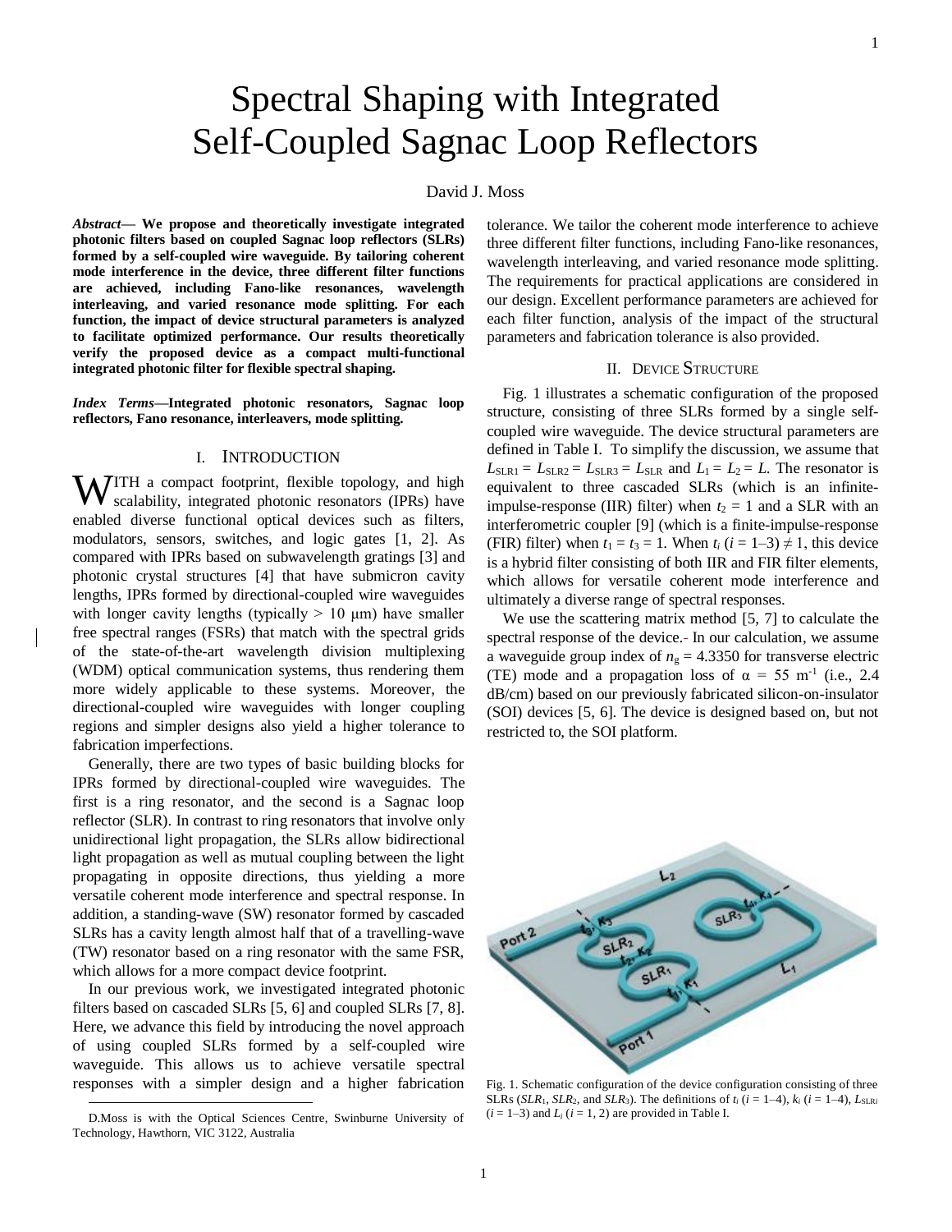# Spectral Shaping with Integrated Self-Coupled Sagnac Loop Reflectors

David J. Moss

***Abstract*— We propose and theoretically investigate integrated photonic filters based on coupled Sagnac loop reflectors (SLRs) formed by a self-coupled wire waveguide. By tailoring coherent mode interference in the device, three different filter functions are achieved, including Fano-like resonances, wavelength interleaving, and varied resonance mode splitting. For each function, the impact of device structural parameters is analyzed to facilitate optimized performance. Our results theoretically verify the proposed device as a compact multi-functional integrated photonic filter for flexible spectral shaping.**

***Index Terms*—Integrated photonic resonators, Sagnac loop reflectors, Fano resonance, interleavers, mode splitting.**

## I. Introduction

With a compact footprint, flexible topology, and high scalability, integrated photonic resonators (IPRs) have enabled diverse functional optical devices such as filters, modulators, sensors, switches, and logic gates [1, 2]. As compared with IPRs based on subwavelength gratings [3] and photonic crystal structures [4] that have submicron cavity lengths, IPRs formed by directional-coupled wire waveguides with longer cavity lengths (typically > 10 μm) have smaller free spectral ranges (FSRs) that match with the spectral grids of the state-of-the-art wavelength division multiplexing (WDM) optical communication systems, thus rendering them more widely applicable to these systems. Moreover, the directional-coupled wire waveguides with longer coupling regions and simpler designs also yield a higher tolerance to fabrication imperfections.

Generally, there are two types of basic building blocks for IPRs formed by directional-coupled wire waveguides. The first is a ring resonator, and the second is a Sagnac loop reflector (SLR). In contrast to ring resonators that involve only unidirectional light propagation, the SLRs allow bidirectional light propagation as well as mutual coupling between the light propagating in opposite directions, thus yielding a more versatile coherent mode interference and spectral response. In addition, a standing-wave (SW) resonator formed by cascaded SLRs has a cavity length almost half that of a travelling-wave (TW) resonator based on a ring resonator with the same FSR, which allows for a more compact device footprint.

In our previous work, we investigated integrated photonic filters based on cascaded SLRs [5, 6] and coupled SLRs [7, 8]. Here, we advance this field by introducing the novel approach of using coupled SLRs formed by a self-coupled wire waveguide. This allows us to achieve versatile spectral responses with a simpler design and a higher fabrication tolerance. We tailor the coherent mode interference to achieve three different filter functions, including Fano-like resonances, wavelength interleaving, and varied resonance mode splitting. The requirements for practical applications are considered in our design. Excellent performance parameters are achieved for each filter function, analysis of the impact of the structural parameters and fabrication tolerance is also provided.

D.Moss is with the Optical Sciences Centre, Swinburne University of Technology, Hawthorn, VIC 3122, Australia

## II. Device Structure

Fig. 1 illustrates a schematic configuration of the proposed structure, consisting of three SLRs formed by a single self-coupled wire waveguide. The device structural parameters are defined in Table I. To simplify the discussion, we assume that $L_{SLR1} = L_{SLR2} = L_{SLR3} = L_{SLR}$ and $L_1 = L_2 = L$. The resonator is equivalent to three cascaded SLRs (which is an infinite-impulse-response (IIR) filter) when $t_2 = 1$ and a SLR with an interferometric coupler [9] (which is a finite-impulse-response (FIR) filter) when $t_1 = t_3 = 1$. When $t_i$ ($i$ = 1–3) ≠ 1, this device is a hybrid filter consisting of both IIR and FIR filter elements, which allows for versatile coherent mode interference and ultimately a diverse range of spectral responses.

We use the scattering matrix method [5, 7] to calculate the spectral response of the device. In our calculation, we assume a waveguide group index of $n_g$ = 4.3350 for transverse electric (TE) mode and a propagation loss of α = 55 m$^{-1}$ (i.e., 2.4 dB/cm) based on our previously fabricated silicon-on-insulator (SOI) devices [5, 6]. The device is designed based on, but not restricted to, the SOI platform.

Fig. 1. Schematic configuration of the device configuration consisting of three SLRs ($SLR_1$, $SLR_2$, and $SLR_3$). The definitions of $t_i$ ($i$ = 1–4), $k_i$ ($i$ = 1–4), $L_{SLRi}$ ($i$ = 1–3) and $L_i$ ($i$ = 1, 2) are provided in Table I.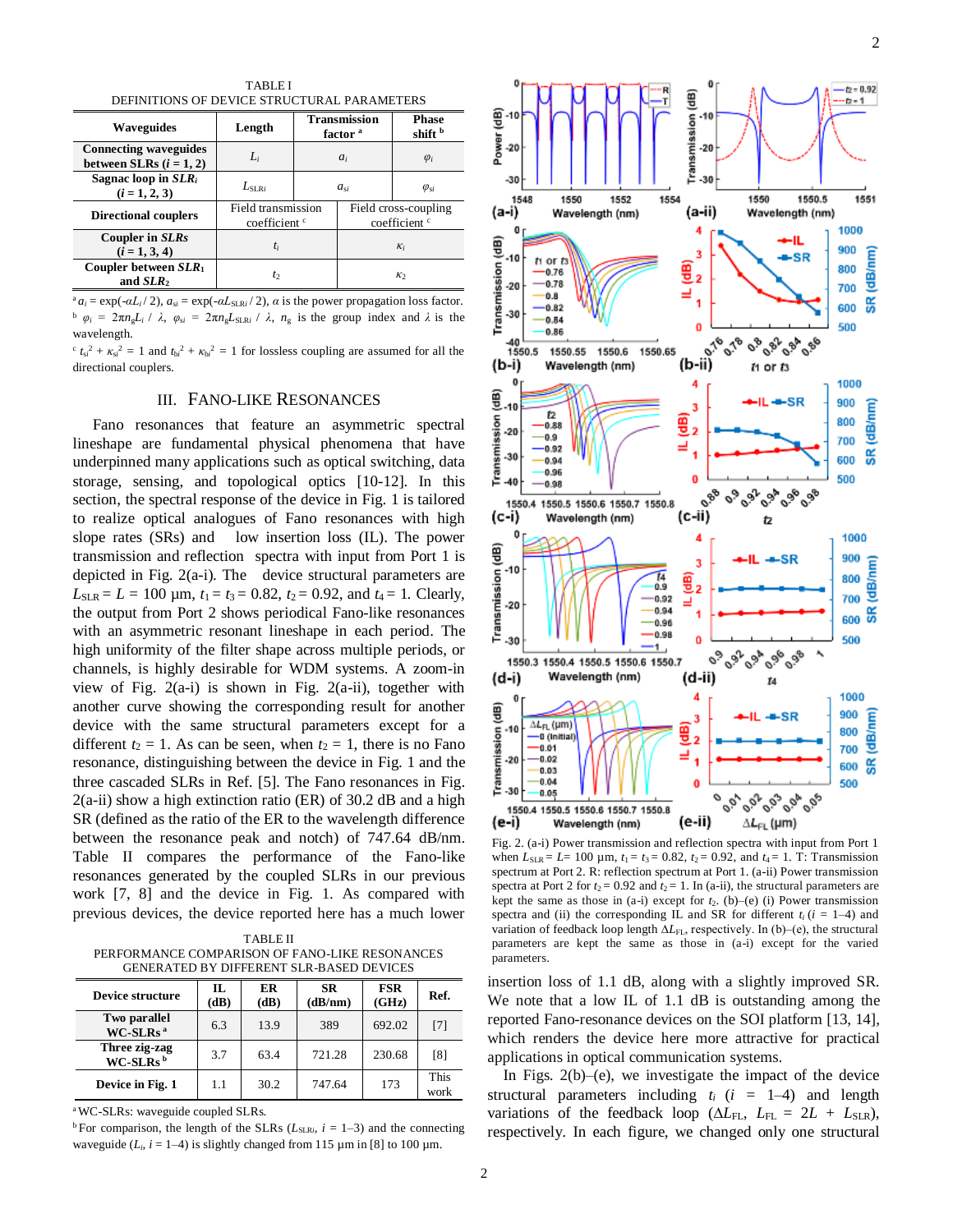TABLE I
DEFINITIONS OF DEVICE STRUCTURAL PARAMETERS

| Waveguides | Length | Transmission factor [a] | | Phase shift [b] |
|---|---|---|---|---|
| Connecting waveguides between SLRs ($i$ = 1, 2) | $L_i$ | $a_i$ | | $\varphi_i$ |
| Sagnac loop in $SLR_i$ ($i$ = 1, 2, 3) | $L_{SLRi}$ | $a_{si}$ | | $\varphi_{si}$ |
| **Directional couplers** | Field transmission coefficient [c] | | Field cross-coupling coefficient [c] | |
| Coupler in $SLRs$ ($i$ = 1, 3, 4) | $t_i$ | | $\kappa_i$ | |
| Coupler between $SLR_1$ and $SLR_2$ | $t_2$ | | $\kappa_2$ | |

[a] $a_i = \exp(-\alpha L_i / 2)$, $a_{si} = \exp(-\alpha L_{SLRi} / 2)$, $\alpha$ is the power propagation loss factor.
[b] $\varphi_i = 2\pi n_g L_i / \lambda$, $\varphi_{si} = 2\pi n_g L_{SLRi} / \lambda$, $n_g$ is the group index and $\lambda$ is the wavelength.
[c] $t_{si}^2 + \kappa_{si}^2 = 1$ and $t_{bi}^2 + \kappa_{bi}^2 = 1$ for lossless coupling are assumed for all the directional couplers.

## III. Fano-like Resonances

Fano resonances that feature an asymmetric spectral lineshape are fundamental physical phenomena that have underpinned many applications such as optical switching, data storage, sensing, and topological optics [10-12]. In this section, the spectral response of the device in Fig. 1 is tailored to realize optical analogues of Fano resonances with high slope rates (SRs) and low insertion loss (IL). The power transmission and reflection spectra with input from Port 1 is depicted in Fig. 2(a-i). The device structural parameters are $L_{SLR} = L$ = 100 μm, $t_1 = t_3$ = 0.82, $t_2$ = 0.92, and $t_4$ = 1. Clearly, the output from Port 2 shows periodical Fano-like resonances with an asymmetric resonant lineshape in each period. The high uniformity of the filter shape across multiple periods, or channels, is highly desirable for WDM systems. A zoom-in view of Fig. 2(a-i) is shown in Fig. 2(a-ii), together with another curve showing the corresponding result for another device with the same structural parameters except for a different $t_2$ = 1. As can be seen, when $t_2$ = 1, there is no Fano resonance, distinguishing between the device in Fig. 1 and the three cascaded SLRs in Ref. [5]. The Fano resonances in Fig. 2(a-ii) show a high extinction ratio (ER) of 30.2 dB and a high SR (defined as the ratio of the ER to the wavelength difference between the resonance peak and notch) of 747.64 dB/nm. Table II compares the performance of the Fano-like resonances generated by the coupled SLRs in our previous work [7, 8] and the device in Fig. 1. As compared with previous devices, the device reported here has a much lower

TABLE II
PERFORMANCE COMPARISON OF FANO-LIKE RESONANCES GENERATED BY DIFFERENT SLR-BASED DEVICES

| Device structure | IL (dB) | ER (dB) | SR (dB/nm) | FSR (GHz) | Ref. |
|---|---|---|---|---|---|
| Two parallel WC-SLRs [a] | 6.3 | 13.9 | 389 | 692.02 | [7] |
| Three zig-zag WC-SLRs [b] | 3.7 | 63.4 | 721.28 | 230.68 | [8] |
| Device in Fig. 1 | 1.1 | 30.2 | 747.64 | 173 | This work |

[a] WC-SLRs: waveguide coupled SLRs.
[b] For comparison, the length of the SLRs ($L_{SLRi}$, $i$ = 1–3) and the connecting waveguide ($L_i$, $i$ = 1–4) is slightly changed from 115 μm in [8] to 100 μm.

Fig. 2. (a-i) Power transmission and reflection spectra with input from Port 1 when $L_{SLR}$ = $L$ = 100 μm, $t_1 = t_3$ = 0.82, $t_2$ = 0.92, and $t_4$ = 1. T: Transmission spectrum at Port 2. R: reflection spectrum at Port 1. (a-ii) Power transmission spectra at Port 2 for $t_2$ = 0.92 and $t_2$ = 1. In (a-ii), the structural parameters are kept the same as those in (a-i) except for $t_2$. (b)–(e) (i) Power transmission spectra and (ii) the corresponding IL and SR for different $t_i$ ($i$ = 1–4) and variation of feedback loop length $\Delta L_{FL}$, respectively. In (b)–(e), the structural parameters are kept the same as those in (a-i) except for the varied parameters.

insertion loss of 1.1 dB, along with a slightly improved SR. We note that a low IL of 1.1 dB is outstanding among the reported Fano-resonance devices on the SOI platform [13, 14], which renders the device here more attractive for practical applications in optical communication systems.

In Figs. 2(b)–(e), we investigate the impact of the device structural parameters including $t_i$ ($i$ = 1–4) and length variations of the feedback loop ($\Delta L_{FL}$, $L_{FL}$ = $2L$ + $L_{SLR}$), respectively. In each figure, we changed only one structural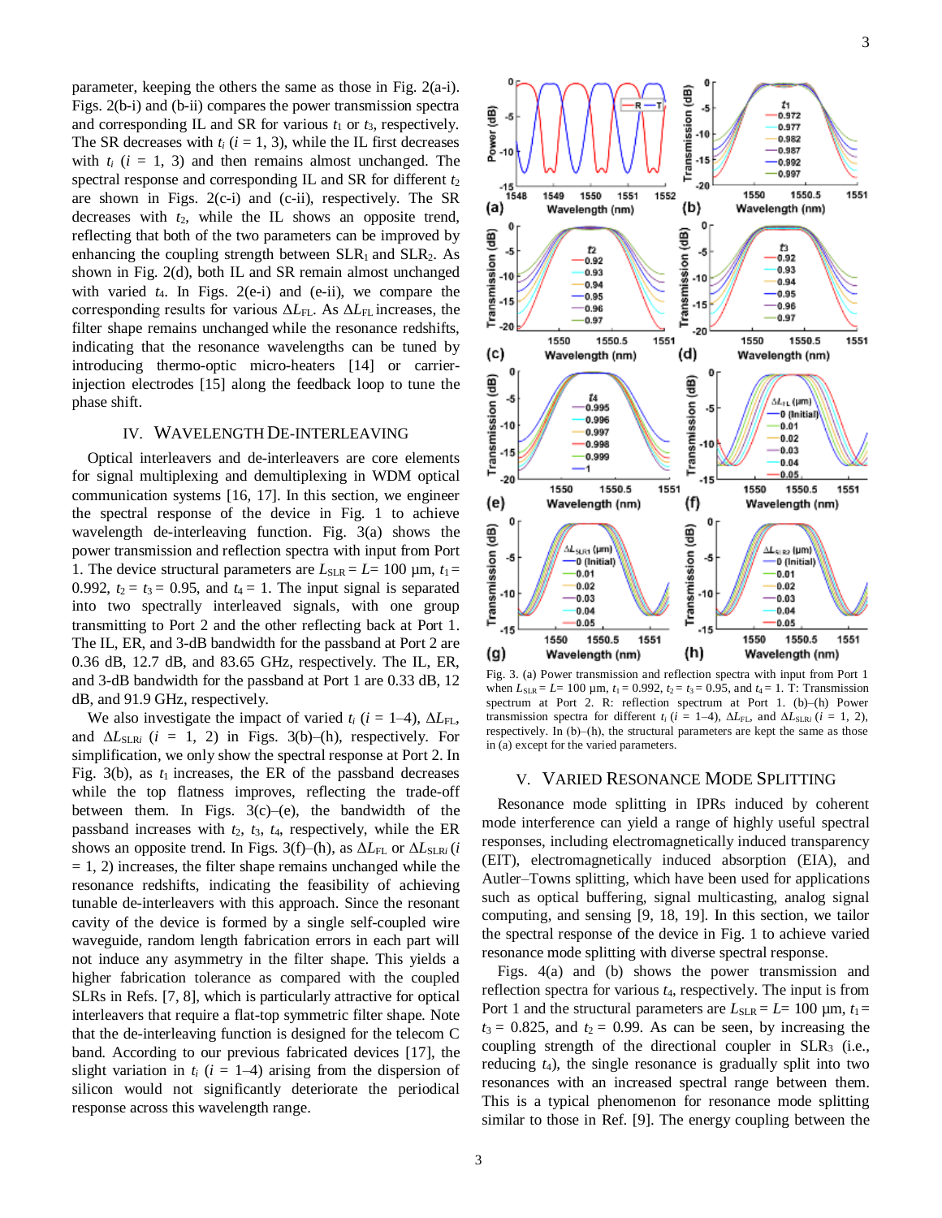parameter, keeping the others the same as those in Fig. 2(a-i). Figs. 2(b-i) and (b-ii) compares the power transmission spectra and corresponding IL and SR for various $t_1$ or $t_3$, respectively. The SR decreases with $t_i$ ($i$ = 1, 3), while the IL first decreases with $t_i$ ($i$ = 1, 3) and then remains almost unchanged. The spectral response and corresponding IL and SR for different $t_2$ are shown in Figs. 2(c-i) and (c-ii), respectively. The SR decreases with $t_2$, while the IL shows an opposite trend, reflecting that both of the two parameters can be improved by enhancing the coupling strength between SLR$_1$ and SLR$_2$. As shown in Fig. 2(d), both IL and SR remain almost unchanged with varied $t_4$. In Figs. 2(e-i) and (e-ii), we compare the corresponding results for various $\Delta L_{FL}$. As $\Delta L_{FL}$ increases, the filter shape remains unchanged while the resonance redshifts, indicating that the resonance wavelengths can be tuned by introducing thermo-optic micro-heaters [14] or carrier-injection electrodes [15] along the feedback loop to tune the phase shift.

## IV. Wavelength De-interleaving

Optical interleavers and de-interleavers are core elements for signal multiplexing and demultiplexing in WDM optical communication systems [16, 17]. In this section, we engineer the spectral response of the device in Fig. 1 to achieve wavelength de-interleaving function. Fig. 3(a) shows the power transmission and reflection spectra with input from Port 1. The device structural parameters are $L_{SLR} = L$= 100 μm, $t_1$ = 0.992, $t_2 = t_3$ = 0.95, and $t_4$ = 1. The input signal is separated into two spectrally interleaved signals, with one group transmitting to Port 2 and the other reflecting back at Port 1. The IL, ER, and 3-dB bandwidth for the passband at Port 2 are 0.36 dB, 12.7 dB, and 83.65 GHz, respectively. The IL, ER, and 3-dB bandwidth for the passband at Port 1 are 0.33 dB, 12 dB, and 91.9 GHz, respectively.

We also investigate the impact of varied $t_i$ ($i$ = 1–4), $\Delta L_{FL}$, and $\Delta L_{SLRi}$ ($i$ = 1, 2) in Figs. 3(b)–(h), respectively. For simplification, we only show the spectral response at Port 2. In Fig. 3(b), as $t_1$ increases, the ER of the passband decreases while the top flatness improves, reflecting the trade-off between them. In Figs. 3(c)–(e), the bandwidth of the passband increases with $t_2$, $t_3$, $t_4$, respectively, while the ER shows an opposite trend. In Figs. 3(f)–(h), as $\Delta L_{FL}$ or $\Delta L_{SLRi}$ ($i$ = 1, 2) increases, the filter shape remains unchanged while the resonance redshifts, indicating the feasibility of achieving tunable de-interleavers with this approach. Since the resonant cavity of the device is formed by a single self-coupled wire waveguide, random length fabrication errors in each part will not induce any asymmetry in the filter shape. This yields a higher fabrication tolerance as compared with the coupled SLRs in Refs. [7, 8], which is particularly attractive for optical interleavers that require a flat-top symmetric filter shape. Note that the de-interleaving function is designed for the telecom C band. According to our previous fabricated devices [17], the slight variation in $t_i$ ($i$ = 1–4) arising from the dispersion of silicon would not significantly deteriorate the periodical response across this wavelength range.

Fig. 3. (a) Power transmission and reflection spectra with input from Port 1 when $L_{SLR} = L$= 100 μm, $t_1$ = 0.992, $t_2 = t_3$ = 0.95, and $t_4$ = 1. T: Transmission spectrum at Port 2. R: reflection spectrum at Port 1. (b)–(h) Power transmission spectra for different $t_i$ ($i$ = 1–4), $\Delta L_{FL}$, and $\Delta L_{SLRi}$ ($i$ = 1, 2), respectively. In (b)–(h), the structural parameters are kept the same as those in (a) except for the varied parameters.

## V. Varied Resonance Mode Splitting

Resonance mode splitting in IPRs induced by coherent mode interference can yield a range of highly useful spectral responses, including electromagnetically induced transparency (EIT), electromagnetically induced absorption (EIA), and Autler–Towns splitting, which have been used for applications such as optical buffering, signal multicasting, analog signal computing, and sensing [9, 18, 19]. In this section, we tailor the spectral response of the device in Fig. 1 to achieve varied resonance mode splitting with diverse spectral response.

Figs. 4(a) and (b) shows the power transmission and reflection spectra for various $t_4$, respectively. The input is from Port 1 and the structural parameters are $L_{SLR} = L$= 100 μm, $t_1 = t_3$ = 0.825, and $t_2$ = 0.99. As can be seen, by increasing the coupling strength of the directional coupler in SLR$_3$ (i.e., reducing $t_4$), the single resonance is gradually split into two resonances with an increased spectral range between them. This is a typical phenomenon for resonance mode splitting similar to those in Ref. [9]. The energy coupling between the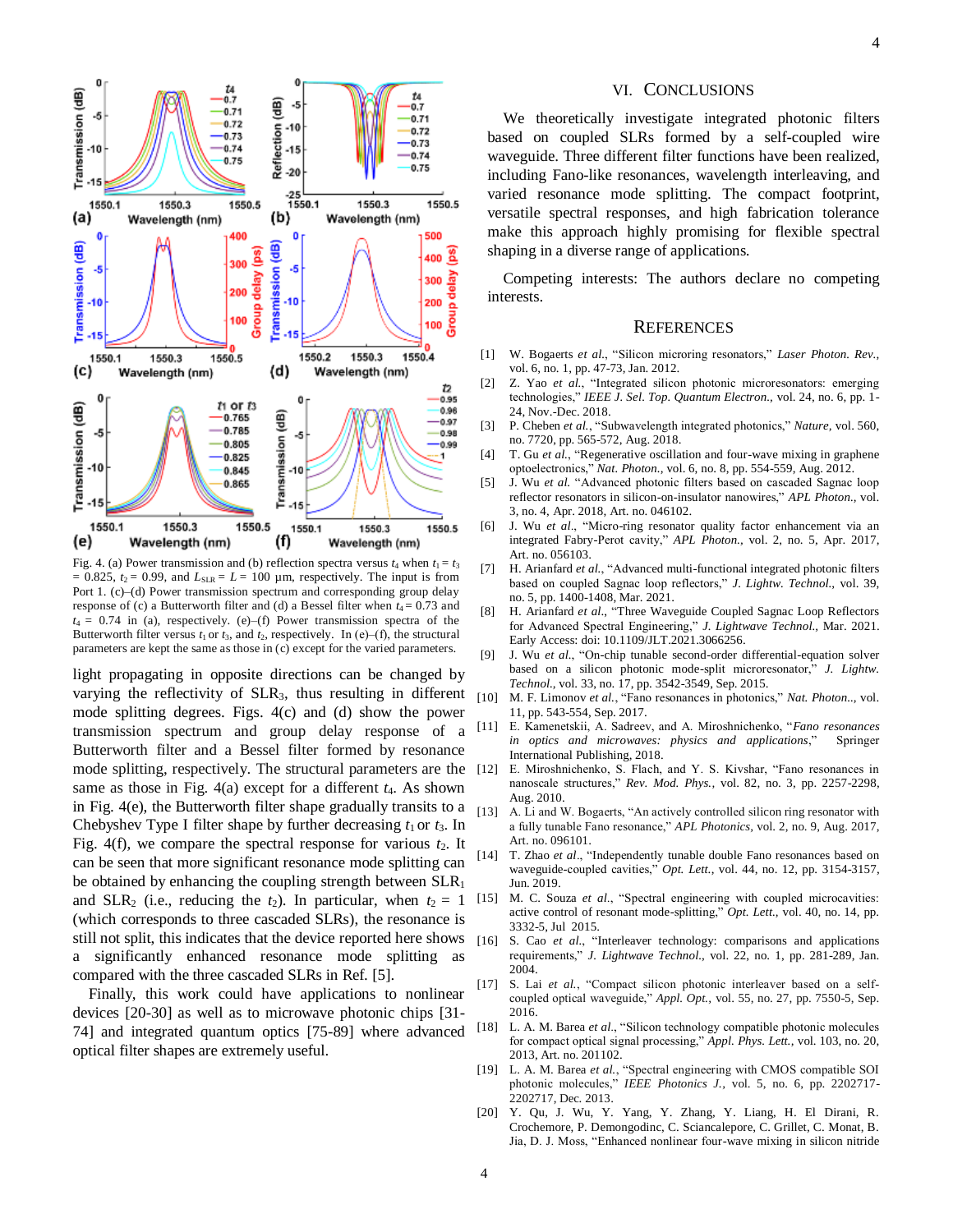Fig. 4. (a) Power transmission and (b) reflection spectra versus $t_4$ when $t_1 = t_3 = 0.825$, $t_2 = 0.99$, and $L_{SLR} = L = 100$ μm, respectively. The input is from Port 1. (c)–(d) Power transmission spectrum and corresponding group delay response of (c) a Butterworth filter and (d) a Bessel filter when $t_4 = 0.73$ and $t_4 = 0.74$ in (a), respectively. (e)–(f) Power transmission spectra of the Butterworth filter versus $t_1$ or $t_3$, and $t_2$, respectively. In (e)–(f), the structural parameters are kept the same as those in (c) except for the varied parameters.

light propagating in opposite directions can be changed by varying the reflectivity of $SLR_3$, thus resulting in different mode splitting degrees. Figs. 4(c) and (d) show the power transmission spectrum and group delay response of a Butterworth filter and a Bessel filter formed by resonance mode splitting, respectively. The structural parameters are the same as those in Fig. 4(a) except for a different $t_4$. As shown in Fig. 4(e), the Butterworth filter shape gradually transits to a Chebyshev Type I filter shape by further decreasing $t_1$ or $t_3$. In Fig. 4(f), we compare the spectral response for various $t_2$. It can be seen that more significant resonance mode splitting can be obtained by enhancing the coupling strength between $SLR_1$ and $SLR_2$ (i.e., reducing the $t_2$). In particular, when $t_2 = 1$ (which corresponds to three cascaded SLRs), the resonance is still not split, this indicates that the device reported here shows a significantly enhanced resonance mode splitting as compared with the three cascaded SLRs in Ref. [5].

Finally, this work could have applications to nonlinear devices [20-30] as well as to microwave photonic chips [31-74] and integrated quantum optics [75-89] where advanced optical filter shapes are extremely useful.

## VI. Conclusions

We theoretically investigate integrated photonic filters based on coupled SLRs formed by a self-coupled wire waveguide. Three different filter functions have been realized, including Fano-like resonances, wavelength interleaving, and varied resonance mode splitting. The compact footprint, versatile spectral responses, and high fabrication tolerance make this approach highly promising for flexible spectral shaping in a diverse range of applications.

Competing interests: The authors declare no competing interests.

## References

[1] W. Bogaerts *et al.*, "Silicon microring resonators," *Laser Photon. Rev.*, vol. 6, no. 1, pp. 47-73, Jan. 2012.

[2] Z. Yao *et al.*, "Integrated silicon photonic microresonators: emerging technologies," *IEEE J. Sel. Top. Quantum Electron.*, vol. 24, no. 6, pp. 1-24, Nov.-Dec. 2018.

[3] P. Cheben *et al.*, "Subwavelength integrated photonics," *Nature*, vol. 560, no. 7720, pp. 565-572, Aug. 2018.

[4] T. Gu *et al.*, "Regenerative oscillation and four-wave mixing in graphene optoelectronics," *Nat. Photon.*, vol. 6, no. 8, pp. 554-559, Aug. 2012.

[5] J. Wu *et al.* "Advanced photonic filters based on cascaded Sagnac loop reflector resonators in silicon-on-insulator nanowires," *APL Photon.*, vol. 3, no. 4, Apr. 2018, Art. no. 046102.

[6] J. Wu *et al.*, "Micro-ring resonator quality factor enhancement via an integrated Fabry-Perot cavity," *APL Photon.*, vol. 2, no. 5, Apr. 2017, Art. no. 056103.

[7] H. Arianfard *et al.*, "Advanced multi-functional integrated photonic filters based on coupled Sagnac loop reflectors," *J. Lightw. Technol.*, vol. 39, no. 5, pp. 1400-1408, Mar. 2021.

[8] H. Arianfard *et al.*, "Three Waveguide Coupled Sagnac Loop Reflectors for Advanced Spectral Engineering," *J. Lightwave Technol.*, Mar. 2021. Early Access: doi: 10.1109/JLT.2021.3066256.

[9] J. Wu *et al.*, "On-chip tunable second-order differential-equation solver based on a silicon photonic mode-split microresonator," *J. Lightw. Technol.*, vol. 33, no. 17, pp. 3542-3549, Sep. 2015.

[10] M. F. Limonov *et al.*, "Fano resonances in photonics," *Nat. Photon.*, vol. 11, pp. 543-554, Sep. 2017.

[11] E. Kamenetskii, A. Sadreev, and A. Miroshnichenko, "*Fano resonances in optics and microwaves: physics and applications*," Springer International Publishing, 2018.

[12] E. Miroshnichenko, S. Flach, and Y. S. Kivshar, "Fano resonances in nanoscale structures," *Rev. Mod. Phys.*, vol. 82, no. 3, pp. 2257-2298, Aug. 2010.

[13] A. Li and W. Bogaerts, "An actively controlled silicon ring resonator with a fully tunable Fano resonance," *APL Photonics*, vol. 2, no. 9, Aug. 2017, Art. no. 096101.

[14] T. Zhao *et al*., "Independently tunable double Fano resonances based on waveguide-coupled cavities," *Opt. Lett.*, vol. 44, no. 12, pp. 3154-3157, Jun. 2019.

[15] M. C. Souza *et al.*, "Spectral engineering with coupled microcavities: active control of resonant mode-splitting," *Opt. Lett.*, vol. 40, no. 14, pp. 3332-5, Jul 2015.

[16] S. Cao *et al.*, "Interleaver technology: comparisons and applications requirements," *J. Lightwave Technol.*, vol. 22, no. 1, pp. 281-289, Jan. 2004.

[17] S. Lai *et al.*, "Compact silicon photonic interleaver based on a self-coupled optical waveguide," *Appl. Opt.*, vol. 55, no. 27, pp. 7550-5, Sep. 2016.

[18] L. A. M. Barea *et al.*, "Silicon technology compatible photonic molecules for compact optical signal processing," *Appl. Phys. Lett.*, vol. 103, no. 20, 2013, Art. no. 201102.

[19] L. A. M. Barea *et al.*, "Spectral engineering with CMOS compatible SOI photonic molecules," *IEEE Photonics J.*, vol. 5, no. 6, pp. 2202717-2202717, Dec. 2013.

[20] Y. Qu, J. Wu, Y. Yang, Y. Zhang, Y. Liang, H. El Dirani, R. Crochemore, P. Demongodinc, C. Sciancalepore, C. Grillet, C. Monat, B. Jia, D. J. Moss, "Enhanced nonlinear four-wave mixing in silicon nitride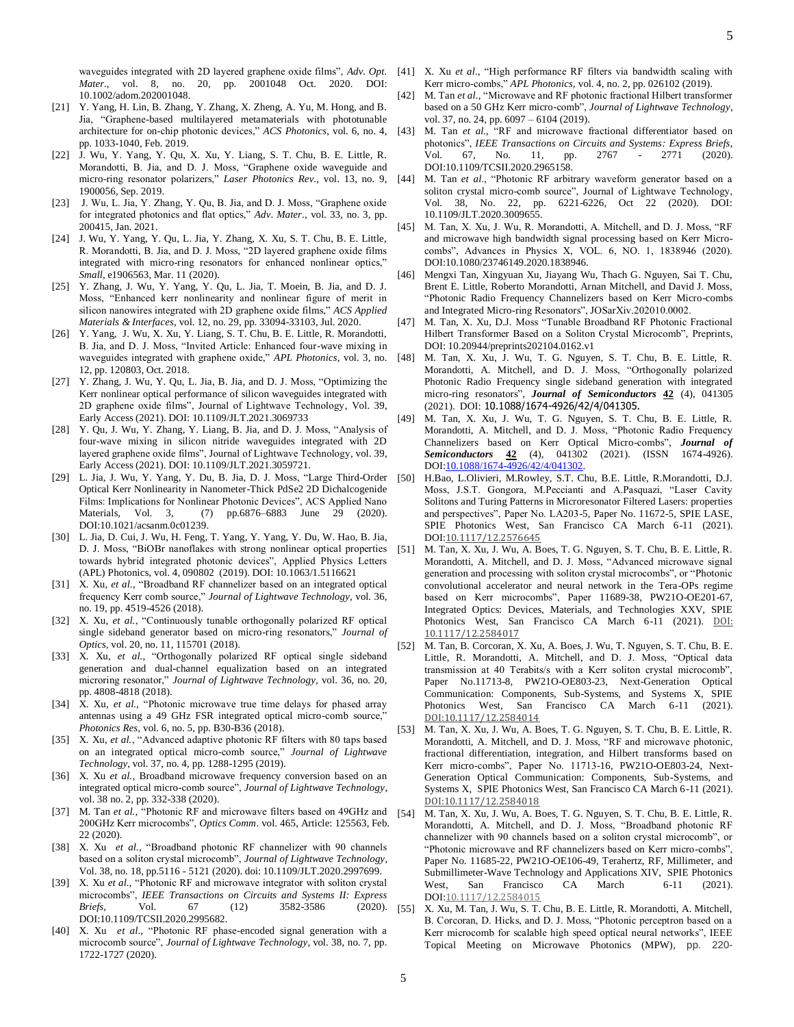waveguides integrated with 2D layered graphene oxide films", *Adv. Opt. Mater.*, vol. 8, no. 20, pp. 2001048 Oct. 2020. DOI: 10.1002/adom.202001048.

[21] Y. Yang, H. Lin, B. Zhang, Y. Zhang, X. Zheng, A. Yu, M. Hong, and B. Jia, "Graphene-based multilayered metamaterials with phototunable architecture for on-chip photonic devices," *ACS Photonics*, vol. 6, no. 4, pp. 1033-1040, Feb. 2019.

[22] J. Wu, Y. Yang, Y. Qu, X. Xu, Y. Liang, S. T. Chu, B. E. Little, R. Morandotti, B. Jia, and D. J. Moss, "Graphene oxide waveguide and micro-ring resonator polarizers," *Laser Photonics Rev.*, vol. 13, no. 9, 1900056, Sep. 2019.

[23] J. Wu, L. Jia, Y. Zhang, Y. Qu, B. Jia, and D. J. Moss, "Graphene oxide for integrated photonics and flat optics," *Adv. Mater.*, vol. 33, no. 3, pp. 200415, Jan. 2021.

[24] J. Wu, Y. Yang, Y. Qu, L. Jia, Y. Zhang, X. Xu, S. T. Chu, B. E. Little, R. Morandotti, B. Jia, and D. J. Moss, "2D layered graphene oxide films integrated with micro-ring resonators for enhanced nonlinear optics," *Small*, e1906563, Mar. 11 (2020).

[25] Y. Zhang, J. Wu, Y. Yang, Y. Qu, L. Jia, T. Moein, B. Jia, and D. J. Moss, "Enhanced kerr nonlinearity and nonlinear figure of merit in silicon nanowires integrated with 2D graphene oxide films," *ACS Applied Materials & Interfaces*, vol. 12, no. 29, pp. 33094-33103, Jul. 2020.

[26] Y. Yang, J. Wu, X. Xu, Y. Liang, S. T. Chu, B. E. Little, R. Morandotti, B. Jia, and D. J. Moss, "Invited Article: Enhanced four-wave mixing in waveguides integrated with graphene oxide," *APL Photonics*, vol. 3, no. 12, pp. 120803, Oct. 2018.

[27] Y. Zhang, J. Wu, Y. Qu, L. Jia, B. Jia, and D. J. Moss, "Optimizing the Kerr nonlinear optical performance of silicon waveguides integrated with 2D graphene oxide films", Journal of Lightwave Technology, Vol. 39, Early Access (2021). DOI: 10.1109/JLT.2021.3069733

[28] Y. Qu, J. Wu, Y. Zhang, Y. Liang, B. Jia, and D. J. Moss, "Analysis of four-wave mixing in silicon nitride waveguides integrated with 2D layered graphene oxide films", Journal of Lightwave Technology, vol. 39, Early Access (2021). DOI: 10.1109/JLT.2021.3059721.

[29] L. Jia, J. Wu, Y. Yang, Y. Du, B. Jia, D. J. Moss, "Large Third-Order Optical Kerr Nonlinearity in Nanometer-Thick PdSe2 2D Dichalcogenide Films: Implications for Nonlinear Photonic Devices", ACS Applied Nano Materials, Vol. 3, (7) pp.6876–6883 June 29 (2020). DOI:10.1021/acsanm.0c01239.

[30] L. Jia, D. Cui, J. Wu, H. Feng, T. Yang, Y. Yang, Y. Du, W. Hao, B. Jia, D. J. Moss, "BiOBr nanoflakes with strong nonlinear optical properties towards hybrid integrated photonic devices", Applied Physics Letters (APL) Photonics, vol. 4, 090802 (2019). DOI: 10.1063/1.5116621

[31] X. Xu, *et al.*, "Broadband RF channelizer based on an integrated optical frequency Kerr comb source," *Journal of Lightwave Technology*, vol. 36, no. 19, pp. 4519-4526 (2018).

[32] X. Xu, *et al.*, "Continuously tunable orthogonally polarized RF optical single sideband generator based on micro-ring resonators," *Journal of Optics*, vol. 20, no. 11, 115701 (2018).

[33] X. Xu, *et al.*, "Orthogonally polarized RF optical single sideband generation and dual-channel equalization based on an integrated microring resonator," *Journal of Lightwave Technology*, vol. 36, no. 20, pp. 4808-4818 (2018).

[34] X. Xu, *et al.*, "Photonic microwave true time delays for phased array antennas using a 49 GHz FSR integrated optical micro-comb source," *Photonics Res*, vol. 6, no. 5, pp. B30-B36 (2018).

[35] X. Xu, *et al.*, "Advanced adaptive photonic RF filters with 80 taps based on an integrated optical micro-comb source," *Journal of Lightwave Technology*, vol. 37, no. 4, pp. 1288-1295 (2019).

[36] X. Xu *et al.*, Broadband microwave frequency conversion based on an integrated optical micro-comb source", *Journal of Lightwave Technology*, vol. 38 no. 2, pp. 332-338 (2020).

[37] M. Tan *et al.*, "Photonic RF and microwave filters based on 49GHz and 200GHz Kerr microcombs", *Optics Comm*. vol. 465, Article: 125563, Feb. 22 (2020).

[38] X. Xu *et al.*, "Broadband photonic RF channelizer with 90 channels based on a soliton crystal microcomb", *Journal of Lightwave Technology*, Vol. 38, no. 18, pp.5116 - 5121 (2020). doi: 10.1109/JLT.2020.2997699.

[39] X. Xu *et al.*, "Photonic RF and microwave integrator with soliton crystal microcombs", *IEEE Transactions on Circuits and Systems II: Express Briefs*, Vol. 67 (12) 3582-3586 (2020). DOI:10.1109/TCSII.2020.2995682.

[40] X. Xu *et al.*, "Photonic RF phase-encoded signal generation with a microcomb source", *Journal of Lightwave Technology*, vol. 38, no. 7, pp. 1722-1727 (2020).

[41] X. Xu *et al.*, "High performance RF filters via bandwidth scaling with Kerr micro-combs," *APL Photonics*, vol. 4, no. 2, pp. 026102 (2019).

[42] M. Tan *et al.*, "Microwave and RF photonic fractional Hilbert transformer based on a 50 GHz Kerr micro-comb", *Journal of Lightwave Technology*, vol. 37, no. 24, pp. 6097 – 6104 (2019).

[43] M. Tan *et al.*, "RF and microwave fractional differentiator based on photonics", *IEEE Transactions on Circuits and Systems: Express Briefs*, Vol. 67, No. 11, pp. 2767 - 2771 (2020). DOI:10.1109/TCSII.2020.2965158.

[44] M. Tan *et al.*, "Photonic RF arbitrary waveform generator based on a soliton crystal micro-comb source", Journal of Lightwave Technology, Vol. 38, No. 22, pp. 6221-6226, Oct 22 (2020). DOI: 10.1109/JLT.2020.3009655.

[45] M. Tan, X. Xu, J. Wu, R. Morandotti, A. Mitchell, and D. J. Moss, "RF and microwave high bandwidth signal processing based on Kerr Micro-combs", Advances in Physics X, VOL. 6, NO. 1, 1838946 (2020). DOI:10.1080/23746149.2020.1838946.

[46] Mengxi Tan, Xingyuan Xu, Jiayang Wu, Thach G. Nguyen, Sai T. Chu, Brent E. Little, Roberto Morandotti, Arnan Mitchell, and David J. Moss, "Photonic Radio Frequency Channelizers based on Kerr Micro-combs and Integrated Micro-ring Resonators", JOSarXiv.202010.0002.

[47] M. Tan, X. Xu, D.J. Moss "Tunable Broadband RF Photonic Fractional Hilbert Transformer Based on a Soliton Crystal Microcomb", Preprints, DOI: 10.20944/preprints202104.0162.v1

[48] M. Tan, X. Xu, J. Wu, T. G. Nguyen, S. T. Chu, B. E. Little, R. Morandotti, A. Mitchell, and D. J. Moss, "Orthogonally polarized Photonic Radio Frequency single sideband generation with integrated micro-ring resonators", ***Journal of Semiconductors*** **42** (4), 041305 (2021). DOI: 10.1088/1674-4926/42/4/041305.

[49] M. Tan, X. Xu, J. Wu, T. G. Nguyen, S. T. Chu, B. E. Little, R. Morandotti, A. Mitchell, and D. J. Moss, "Photonic Radio Frequency Channelizers based on Kerr Optical Micro-combs", ***Journal of Semiconductors*** **42** (4), 041302 (2021). (ISSN 1674-4926). DOI:10.1088/1674-4926/42/4/041302.

[50] H.Bao, L.Olivieri, M.Rowley, S.T. Chu, B.E. Little, R.Morandotti, D.J. Moss, J.S.T. Gongora, M.Peccianti and A.Pasquazi, "Laser Cavity Solitons and Turing Patterns in Microresonator Filtered Lasers: properties and perspectives", Paper No. LA203-5, Paper No. 11672-5, SPIE LASE, SPIE Photonics West, San Francisco CA March 6-11 (2021). DOI:10.1117/12.2576645

[51] M. Tan, X. Xu, J. Wu, A. Boes, T. G. Nguyen, S. T. Chu, B. E. Little, R. Morandotti, A. Mitchell, and D. J. Moss, "Advanced microwave signal generation and processing with soliton crystal microcombs", or "Photonic convolutional accelerator and neural network in the Tera-OPs regime based on Kerr microcombs", Paper 11689-38, PW21O-OE201-67, Integrated Optics: Devices, Materials, and Technologies XXV, SPIE Photonics West, San Francisco CA March 6-11 (2021). DOI: 10.1117/12.2584017

[52] M. Tan, B. Corcoran, X. Xu, A. Boes, J. Wu, T. Nguyen, S. T. Chu, B. E. Little, R. Morandotti, A. Mitchell, and D. J. Moss, "Optical data transmission at 40 Terabits/s with a Kerr soliton crystal microcomb", Paper No.11713-8, PW21O-OE803-23, Next-Generation Optical Communication: Components, Sub-Systems, and Systems X, SPIE Photonics West, San Francisco CA March 6-11 (2021). DOI:10.1117/12.2584014

[53] M. Tan, X. Xu, J. Wu, A. Boes, T. G. Nguyen, S. T. Chu, B. E. Little, R. Morandotti, A. Mitchell, and D. J. Moss, "RF and microwave photonic, fractional differentiation, integration, and Hilbert transforms based on Kerr micro-combs", Paper No. 11713-16, PW21O-OE803-24, Next-Generation Optical Communication: Components, Sub-Systems, and Systems X, SPIE Photonics West, San Francisco CA March 6-11 (2021). DOI:10.1117/12.2584018

[54] M. Tan, X. Xu, J. Wu, A. Boes, T. G. Nguyen, S. T. Chu, B. E. Little, R. Morandotti, A. Mitchell, and D. J. Moss, "Broadband photonic RF channelizer with 90 channels based on a soliton crystal microcomb", or "Photonic microwave and RF channelizers based on Kerr micro-combs", Paper No. 11685-22, PW21O-OE106-49, Terahertz, RF, Millimeter, and Submillimeter-Wave Technology and Applications XIV, SPIE Photonics West, San Francisco CA March 6-11 (2021). DOI:10.1117/12.2584015

[55] X. Xu, M. Tan, J. Wu, S. T. Chu, B. E. Little, R. Morandotti, A. Mitchell, B. Corcoran, D. Hicks, and D. J. Moss, "Photonic perceptron based on a Kerr microcomb for scalable high speed optical neural networks", IEEE Topical Meeting on Microwave Photonics (MPW), pp. 220-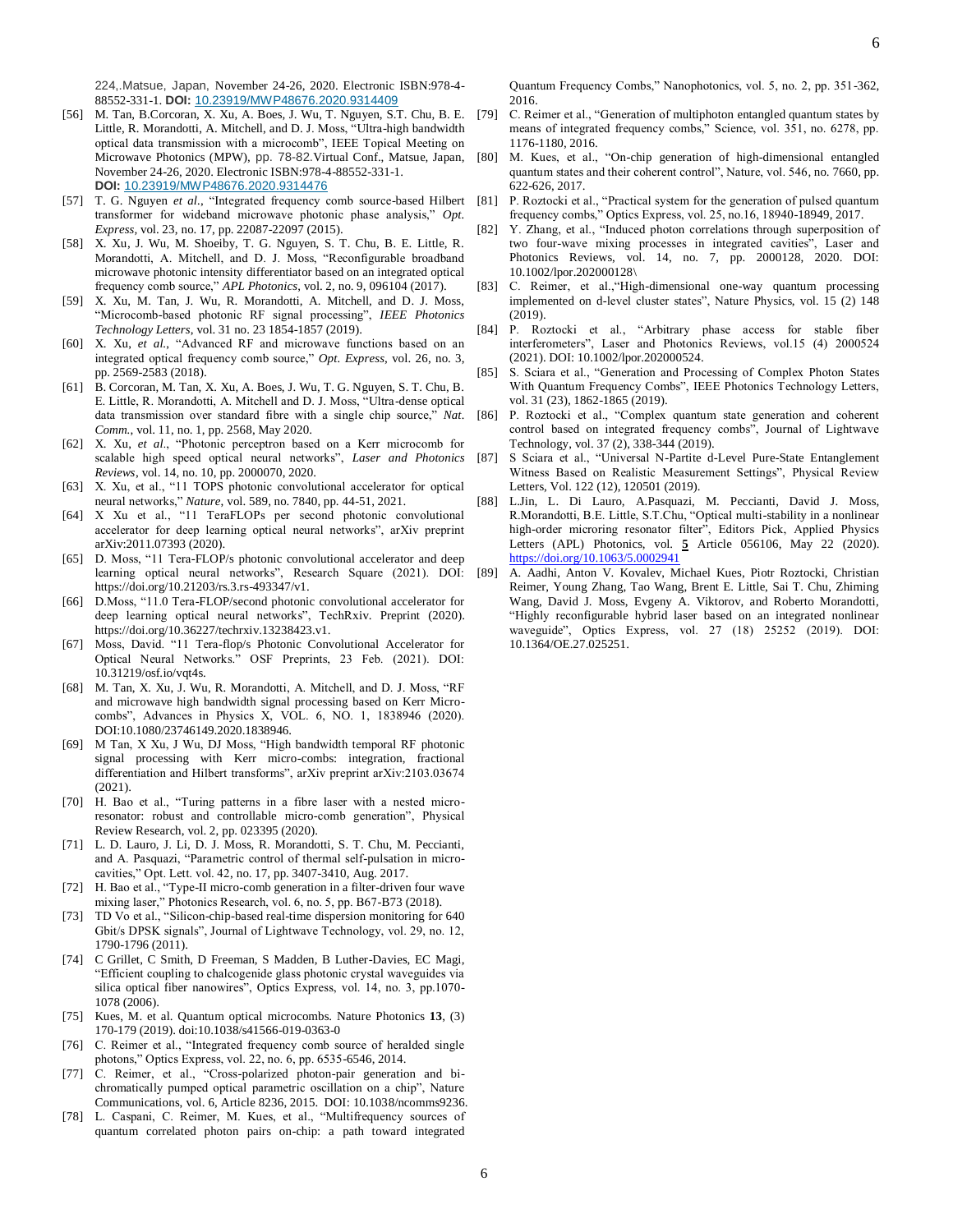224,.Matsue, Japan, November 24-26, 2020. Electronic ISBN:978-4-88552-331-1. **DOI:** 10.23919/MWP48676.2020.9314409

[56] M. Tan, B.Corcoran, X. Xu, A. Boes, J. Wu, T. Nguyen, S.T. Chu, B. E. Little, R. Morandotti, A. Mitchell, and D. J. Moss, "Ultra-high bandwidth optical data transmission with a microcomb", IEEE Topical Meeting on Microwave Photonics (MPW), pp. 78-82.Virtual Conf., Matsue, Japan, November 24-26, 2020. Electronic ISBN:978-4-88552-331-1. **DOI:** 10.23919/MWP48676.2020.9314476

[57] T. G. Nguyen *et al.*, "Integrated frequency comb source-based Hilbert transformer for wideband microwave photonic phase analysis," *Opt. Express*, vol. 23, no. 17, pp. 22087-22097 (2015).

[58] X. Xu, J. Wu, M. Shoeiby, T. G. Nguyen, S. T. Chu, B. E. Little, R. Morandotti, A. Mitchell, and D. J. Moss, "Reconfigurable broadband microwave photonic intensity differentiator based on an integrated optical frequency comb source," *APL Photonics*, vol. 2, no. 9, 096104 (2017).

[59] X. Xu, M. Tan, J. Wu, R. Morandotti, A. Mitchell, and D. J. Moss, "Microcomb-based photonic RF signal processing", *IEEE Photonics Technology Letters*, vol. 31 no. 23 1854-1857 (2019).

[60] X. Xu, *et al.*, "Advanced RF and microwave functions based on an integrated optical frequency comb source," *Opt. Express*, vol. 26, no. 3, pp. 2569-2583 (2018).

[61] B. Corcoran, M. Tan, X. Xu, A. Boes, J. Wu, T. G. Nguyen, S. T. Chu, B. E. Little, R. Morandotti, A. Mitchell and D. J. Moss, "Ultra-dense optical data transmission over standard fibre with a single chip source," *Nat. Comm.*, vol. 11, no. 1, pp. 2568, May 2020.

[62] X. Xu, *et al.*, "Photonic perceptron based on a Kerr microcomb for scalable high speed optical neural networks", *Laser and Photonics Reviews*, vol. 14, no. 10, pp. 2000070, 2020.

[63] X. Xu, et al., "11 TOPS photonic convolutional accelerator for optical neural networks," *Nature*, vol. 589, no. 7840, pp. 44-51, 2021.

[64] X Xu et al., "11 TeraFLOPs per second photonic convolutional accelerator for deep learning optical neural networks", arXiv preprint arXiv:2011.07393 (2020).

[65] D. Moss, "11 Tera-FLOP/s photonic convolutional accelerator and deep learning optical neural networks", Research Square (2021). DOI: https://doi.org/10.21203/rs.3.rs-493347/v1.

[66] D.Moss, "11.0 Tera-FLOP/second photonic convolutional accelerator for deep learning optical neural networks", TechRxiv. Preprint (2020). https://doi.org/10.36227/techrxiv.13238423.v1.

[67] Moss, David. "11 Tera-flop/s Photonic Convolutional Accelerator for Optical Neural Networks." OSF Preprints, 23 Feb. (2021). DOI: 10.31219/osf.io/vqt4s.

[68] M. Tan, X. Xu, J. Wu, R. Morandotti, A. Mitchell, and D. J. Moss, "RF and microwave high bandwidth signal processing based on Kerr Micro-combs", Advances in Physics X, VOL. 6, NO. 1, 1838946 (2020). DOI:10.1080/23746149.2020.1838946.

[69] M Tan, X Xu, J Wu, DJ Moss, "High bandwidth temporal RF photonic signal processing with Kerr micro-combs: integration, fractional differentiation and Hilbert transforms", arXiv preprint arXiv:2103.03674 (2021).

[70] H. Bao et al., "Turing patterns in a fibre laser with a nested micro-resonator: robust and controllable micro-comb generation", Physical Review Research, vol. 2, pp. 023395 (2020).

[71] L. D. Lauro, J. Li, D. J. Moss, R. Morandotti, S. T. Chu, M. Peccianti, and A. Pasquazi, "Parametric control of thermal self-pulsation in micro-cavities," Opt. Lett. vol. 42, no. 17, pp. 3407-3410, Aug. 2017.

[72] H. Bao et al., "Type-II micro-comb generation in a filter-driven four wave mixing laser," Photonics Research, vol. 6, no. 5, pp. B67-B73 (2018).

[73] TD Vo et al., "Silicon-chip-based real-time dispersion monitoring for 640 Gbit/s DPSK signals", Journal of Lightwave Technology, vol. 29, no. 12, 1790-1796 (2011).

[74] C Grillet, C Smith, D Freeman, S Madden, B Luther-Davies, EC Magi, "Efficient coupling to chalcogenide glass photonic crystal waveguides via silica optical fiber nanowires", Optics Express, vol. 14, no. 3, pp.1070-1078 (2006).

[75] Kues, M. et al. Quantum optical microcombs. Nature Photonics **13**, (3) 170-179 (2019). doi:10.1038/s41566-019-0363-0

[76] C. Reimer et al., "Integrated frequency comb source of heralded single photons," Optics Express, vol. 22, no. 6, pp. 6535-6546, 2014.

[77] C. Reimer, et al., "Cross-polarized photon-pair generation and bi-chromatically pumped optical parametric oscillation on a chip", Nature Communications, vol. 6, Article 8236, 2015. DOI: 10.1038/ncomms9236.

[78] L. Caspani, C. Reimer, M. Kues, et al., "Multifrequency sources of quantum correlated photon pairs on-chip: a path toward integrated Quantum Frequency Combs," Nanophotonics, vol. 5, no. 2, pp. 351-362, 2016.

[79] C. Reimer et al., "Generation of multiphoton entangled quantum states by means of integrated frequency combs," Science, vol. 351, no. 6278, pp. 1176-1180, 2016.

[80] M. Kues, et al., "On-chip generation of high-dimensional entangled quantum states and their coherent control", Nature, vol. 546, no. 7660, pp. 622-626, 2017.

[81] P. Roztocki et al., "Practical system for the generation of pulsed quantum frequency combs," Optics Express, vol. 25, no.16, 18940-18949, 2017.

[82] Y. Zhang, et al., "Induced photon correlations through superposition of two four-wave mixing processes in integrated cavities", Laser and Photonics Reviews, vol. 14, no. 7, pp. 2000128, 2020. DOI: 10.1002/lpor.202000128\

[83] C. Reimer, et al.,"High-dimensional one-way quantum processing implemented on d-level cluster states", Nature Physics, vol. 15 (2) 148 (2019).

[84] P. Roztocki et al., "Arbitrary phase access for stable fiber interferometers", Laser and Photonics Reviews, vol.15 (4) 2000524 (2021). DOI: 10.1002/lpor.202000524.

[85] S. Sciara et al., "Generation and Processing of Complex Photon States With Quantum Frequency Combs", IEEE Photonics Technology Letters, vol. 31 (23), 1862-1865 (2019).

[86] P. Roztocki et al., "Complex quantum state generation and coherent control based on integrated frequency combs", Journal of Lightwave Technology, vol. 37 (2), 338-344 (2019).

[87] S Sciara et al., "Universal N-Partite d-Level Pure-State Entanglement Witness Based on Realistic Measurement Settings", Physical Review Letters, Vol. 122 (12), 120501 (2019).

[88] L.Jin, L. Di Lauro, A.Pasquazi, M. Peccianti, David J. Moss, R.Morandotti, B.E. Little, S.T.Chu, "Optical multi-stability in a nonlinear high-order microring resonator filter", Editors Pick, Applied Physics Letters (APL) Photonics, vol. **5** Article 056106, May 22 (2020). https://doi.org/10.1063/5.0002941

[89] A. Aadhi, Anton V. Kovalev, Michael Kues, Piotr Roztocki, Christian Reimer, Young Zhang, Tao Wang, Brent E. Little, Sai T. Chu, Zhiming Wang, David J. Moss, Evgeny A. Viktorov, and Roberto Morandotti, "Highly reconfigurable hybrid laser based on an integrated nonlinear waveguide", Optics Express, vol. 27 (18) 25252 (2019). DOI: 10.1364/OE.27.025251.